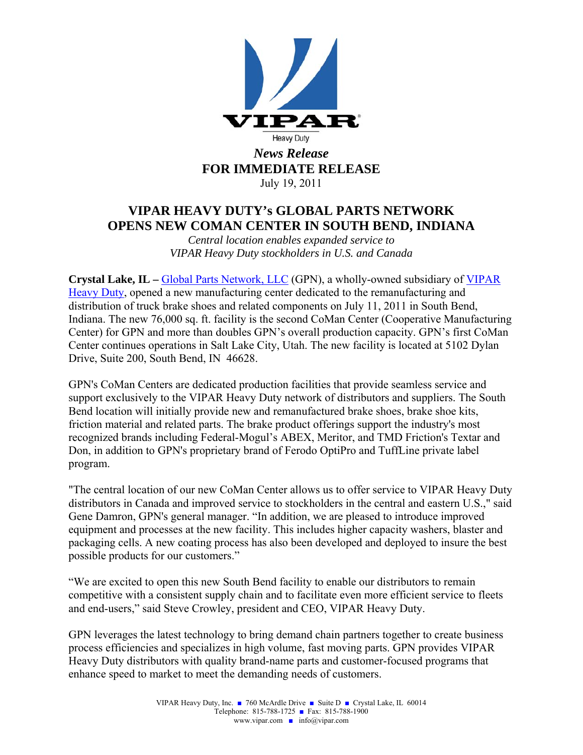VIPAR
Heavy Duty

*News Release*
**FOR IMMEDIATE RELEASE**
July 19, 2011

# VIPAR HEAVY DUTY's GLOBAL PARTS NETWORK OPENS NEW COMAN CENTER IN SOUTH BEND, INDIANA

*Central location enables expanded service to VIPAR Heavy Duty stockholders in U.S. and Canada*

**Crystal Lake, IL –** Global Parts Network, LLC (GPN), a wholly-owned subsidiary of VIPAR Heavy Duty, opened a new manufacturing center dedicated to the remanufacturing and distribution of truck brake shoes and related components on July 11, 2011 in South Bend, Indiana. The new 76,000 sq. ft. facility is the second CoMan Center (Cooperative Manufacturing Center) for GPN and more than doubles GPN's overall production capacity. GPN's first CoMan Center continues operations in Salt Lake City, Utah. The new facility is located at 5102 Dylan Drive, Suite 200, South Bend, IN 46628.

GPN's CoMan Centers are dedicated production facilities that provide seamless service and support exclusively to the VIPAR Heavy Duty network of distributors and suppliers. The South Bend location will initially provide new and remanufactured brake shoes, brake shoe kits, friction material and related parts. The brake product offerings support the industry's most recognized brands including Federal-Mogul's ABEX, Meritor, and TMD Friction's Textar and Don, in addition to GPN's proprietary brand of Ferodo OptiPro and TuffLine private label program.

"The central location of our new CoMan Center allows us to offer service to VIPAR Heavy Duty distributors in Canada and improved service to stockholders in the central and eastern U.S.," said Gene Damron, GPN's general manager. "In addition, we are pleased to introduce improved equipment and processes at the new facility. This includes higher capacity washers, blaster and packaging cells. A new coating process has also been developed and deployed to insure the best possible products for our customers."

"We are excited to open this new South Bend facility to enable our distributors to remain competitive with a consistent supply chain and to facilitate even more efficient service to fleets and end-users," said Steve Crowley, president and CEO, VIPAR Heavy Duty.

GPN leverages the latest technology to bring demand chain partners together to create business process efficiencies and specializes in high volume, fast moving parts. GPN provides VIPAR Heavy Duty distributors with quality brand-name parts and customer-focused programs that enhance speed to market to meet the demanding needs of customers.

VIPAR Heavy Duty, Inc. ■ 760 McArdle Drive ■ Suite D ■ Crystal Lake, IL 60014
Telephone: 815-788-1725 ■ Fax: 815-788-1900
www.vipar.com ■ info@vipar.com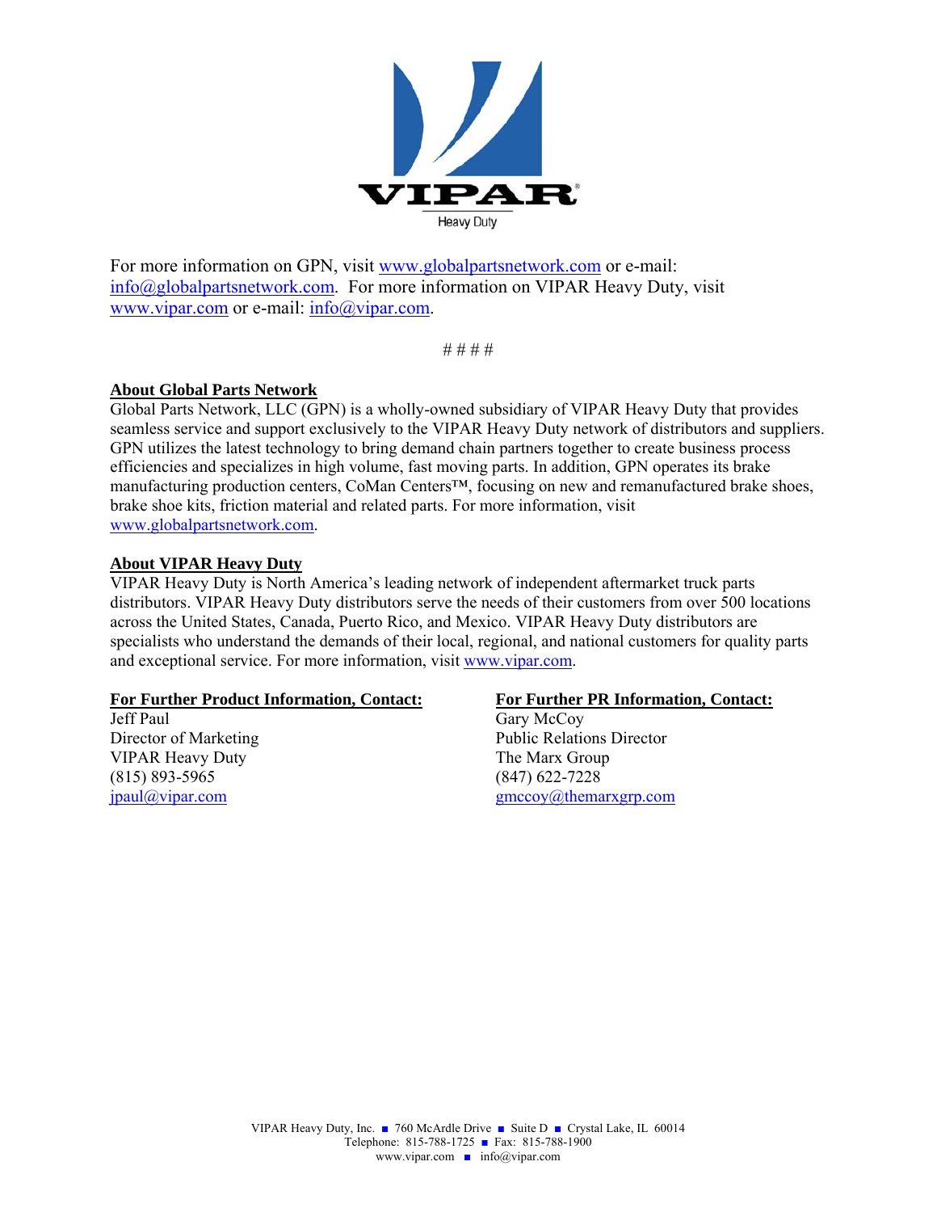For more information on GPN, visit www.globalpartsnetwork.com or e-mail: info@globalpartsnetwork.com. For more information on VIPAR Heavy Duty, visit www.vipar.com or e-mail: info@vipar.com.

# # # #

**About Global Parts Network**

Global Parts Network, LLC (GPN) is a wholly-owned subsidiary of VIPAR Heavy Duty that provides seamless service and support exclusively to the VIPAR Heavy Duty network of distributors and suppliers. GPN utilizes the latest technology to bring demand chain partners together to create business process efficiencies and specializes in high volume, fast moving parts. In addition, GPN operates its brake manufacturing production centers, CoMan Centers™, focusing on new and remanufactured brake shoes, brake shoe kits, friction material and related parts. For more information, visit www.globalpartsnetwork.com.

**About VIPAR Heavy Duty**

VIPAR Heavy Duty is North America's leading network of independent aftermarket truck parts distributors. VIPAR Heavy Duty distributors serve the needs of their customers from over 500 locations across the United States, Canada, Puerto Rico, and Mexico. VIPAR Heavy Duty distributors are specialists who understand the demands of their local, regional, and national customers for quality parts and exceptional service. For more information, visit www.vipar.com.

**For Further Product Information, Contact:**

Jeff Paul
Director of Marketing
VIPAR Heavy Duty
(815) 893-5965
jpaul@vipar.com

**For Further PR Information, Contact:**

Gary McCoy
Public Relations Director
The Marx Group
(847) 622-7228
gmccoy@themarxgrp.com

VIPAR Heavy Duty, Inc. ■ 760 McArdle Drive ■ Suite D ■ Crystal Lake, IL 60014
Telephone: 815-788-1725 ■ Fax: 815-788-1900
www.vipar.com ■ info@vipar.com